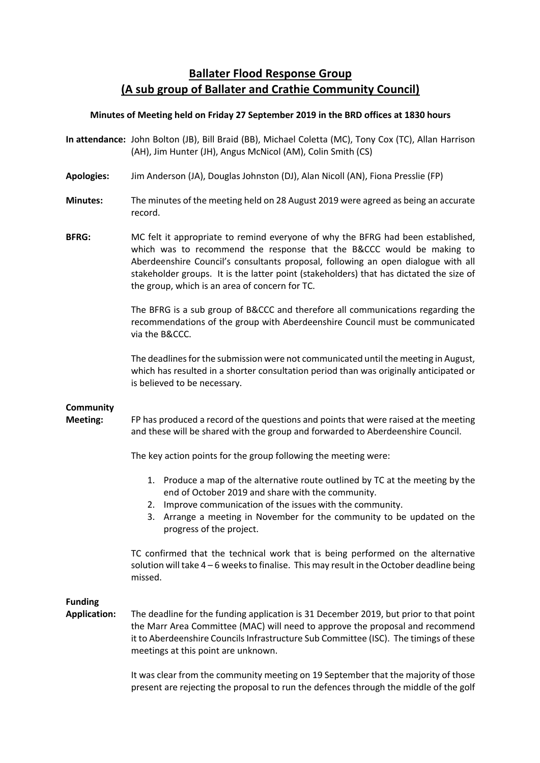# Ballater Flood Response Group
## (A sub group of Ballater and Crathie Community Council)

**Minutes of Meeting held on Friday 27 September 2019 in the BRD offices at 1830 hours**

**In attendance:** John Bolton (JB), Bill Braid (BB), Michael Coletta (MC), Tony Cox (TC), Allan Harrison (AH), Jim Hunter (JH), Angus McNicol (AM), Colin Smith (CS)

**Apologies:** Jim Anderson (JA), Douglas Johnston (DJ), Alan Nicoll (AN), Fiona Presslie (FP)

**Minutes:** The minutes of the meeting held on 28 August 2019 were agreed as being an accurate record.

**BFRG:** MC felt it appropriate to remind everyone of why the BFRG had been established, which was to recommend the response that the B&CCC would be making to Aberdeenshire Council's consultants proposal, following an open dialogue with all stakeholder groups. It is the latter point (stakeholders) that has dictated the size of the group, which is an area of concern for TC.

The BFRG is a sub group of B&CCC and therefore all communications regarding the recommendations of the group with Aberdeenshire Council must be communicated via the B&CCC.

The deadlines for the submission were not communicated until the meeting in August, which has resulted in a shorter consultation period than was originally anticipated or is believed to be necessary.

**Community Meeting:** FP has produced a record of the questions and points that were raised at the meeting and these will be shared with the group and forwarded to Aberdeenshire Council.

The key action points for the group following the meeting were:

1. Produce a map of the alternative route outlined by TC at the meeting by the end of October 2019 and share with the community.
2. Improve communication of the issues with the community.
3. Arrange a meeting in November for the community to be updated on the progress of the project.

TC confirmed that the technical work that is being performed on the alternative solution will take 4 – 6 weeks to finalise. This may result in the October deadline being missed.

**Funding Application:** The deadline for the funding application is 31 December 2019, but prior to that point the Marr Area Committee (MAC) will need to approve the proposal and recommend it to Aberdeenshire Councils Infrastructure Sub Committee (ISC). The timings of these meetings at this point are unknown.

It was clear from the community meeting on 19 September that the majority of those present are rejecting the proposal to run the defences through the middle of the golf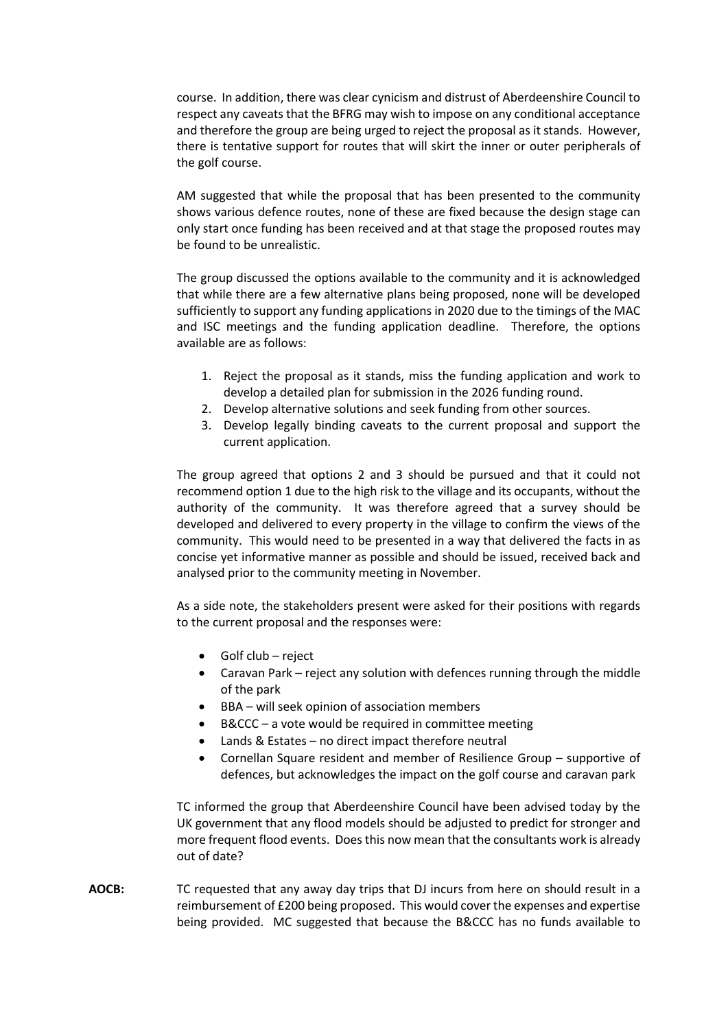course. In addition, there was clear cynicism and distrust of Aberdeenshire Council to respect any caveats that the BFRG may wish to impose on any conditional acceptance and therefore the group are being urged to reject the proposal as it stands. However, there is tentative support for routes that will skirt the inner or outer peripherals of the golf course.

AM suggested that while the proposal that has been presented to the community shows various defence routes, none of these are fixed because the design stage can only start once funding has been received and at that stage the proposed routes may be found to be unrealistic.

The group discussed the options available to the community and it is acknowledged that while there are a few alternative plans being proposed, none will be developed sufficiently to support any funding applications in 2020 due to the timings of the MAC and ISC meetings and the funding application deadline. Therefore, the options available are as follows:

1. Reject the proposal as it stands, miss the funding application and work to develop a detailed plan for submission in the 2026 funding round.
2. Develop alternative solutions and seek funding from other sources.
3. Develop legally binding caveats to the current proposal and support the current application.

The group agreed that options 2 and 3 should be pursued and that it could not recommend option 1 due to the high risk to the village and its occupants, without the authority of the community. It was therefore agreed that a survey should be developed and delivered to every property in the village to confirm the views of the community. This would need to be presented in a way that delivered the facts in as concise yet informative manner as possible and should be issued, received back and analysed prior to the community meeting in November.

As a side note, the stakeholders present were asked for their positions with regards to the current proposal and the responses were:

- Golf club – reject
- Caravan Park – reject any solution with defences running through the middle of the park
- BBA – will seek opinion of association members
- B&CCC – a vote would be required in committee meeting
- Lands & Estates – no direct impact therefore neutral
- Cornellan Square resident and member of Resilience Group – supportive of defences, but acknowledges the impact on the golf course and caravan park

TC informed the group that Aberdeenshire Council have been advised today by the UK government that any flood models should be adjusted to predict for stronger and more frequent flood events. Does this now mean that the consultants work is already out of date?

**AOCB:** TC requested that any away day trips that DJ incurs from here on should result in a reimbursement of £200 being proposed. This would cover the expenses and expertise being provided. MC suggested that because the B&CCC has no funds available to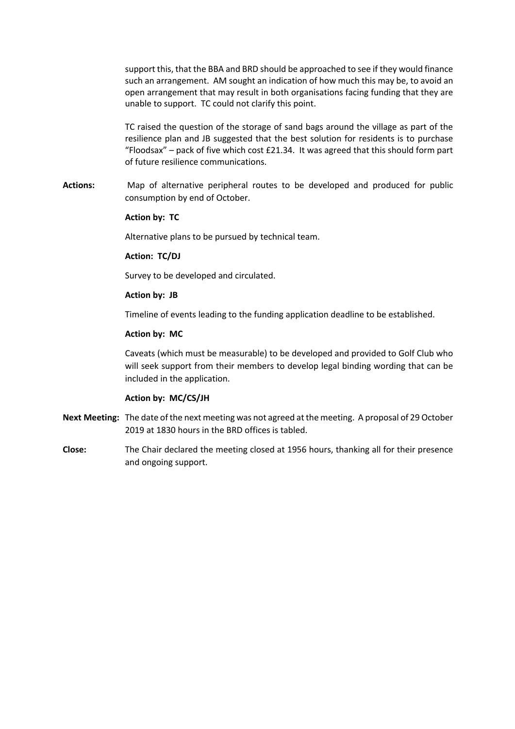support this, that the BBA and BRD should be approached to see if they would finance such an arrangement. AM sought an indication of how much this may be, to avoid an open arrangement that may result in both organisations facing funding that they are unable to support. TC could not clarify this point.

TC raised the question of the storage of sand bags around the village as part of the resilience plan and JB suggested that the best solution for residents is to purchase "Floodsax" – pack of five which cost £21.34. It was agreed that this should form part of future resilience communications.

**Actions:** Map of alternative peripheral routes to be developed and produced for public consumption by end of October.

**Action by: TC**

Alternative plans to be pursued by technical team.

**Action: TC/DJ**

Survey to be developed and circulated.

**Action by: JB**

Timeline of events leading to the funding application deadline to be established.

**Action by: MC**

Caveats (which must be measurable) to be developed and provided to Golf Club who will seek support from their members to develop legal binding wording that can be included in the application.

**Action by: MC/CS/JH**

**Next Meeting:** The date of the next meeting was not agreed at the meeting. A proposal of 29 October 2019 at 1830 hours in the BRD offices is tabled.

**Close:** The Chair declared the meeting closed at 1956 hours, thanking all for their presence and ongoing support.